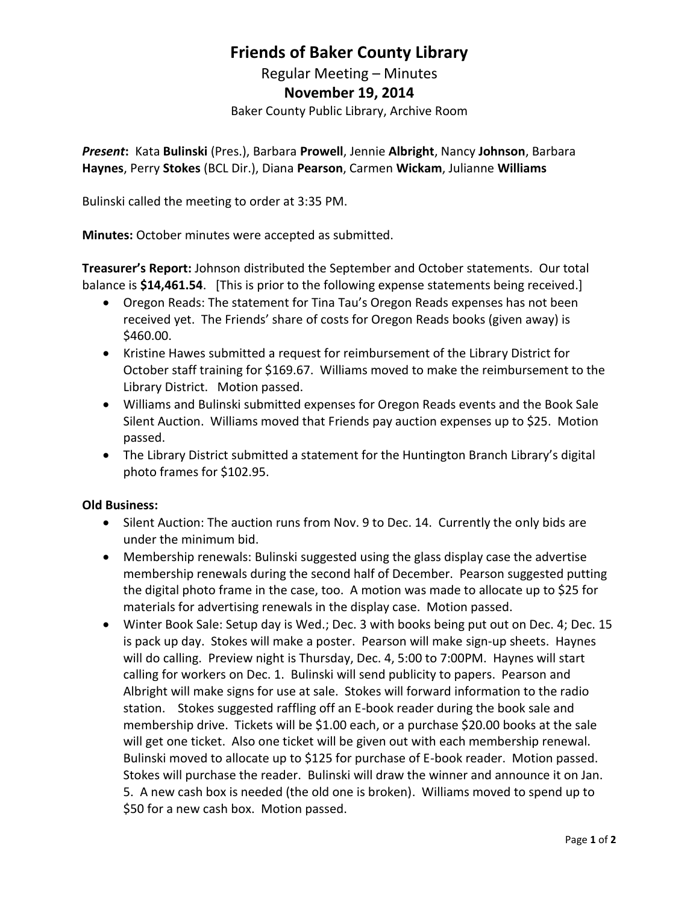# Friends of Baker County Library

Regular Meeting – Minutes

**November 19, 2014**

Baker County Public Library, Archive Room

***Present*:** Kata **Bulinski** (Pres.), Barbara **Prowell**, Jennie **Albright**, Nancy **Johnson**, Barbara **Haynes**, Perry **Stokes** (BCL Dir.), Diana **Pearson**, Carmen **Wickam**, Julianne **Williams**

Bulinski called the meeting to order at 3:35 PM.

**Minutes:** October minutes were accepted as submitted.

**Treasurer's Report:** Johnson distributed the September and October statements. Our total balance is **$14,461.54**. [This is prior to the following expense statements being received.]

- Oregon Reads: The statement for Tina Tau's Oregon Reads expenses has not been received yet. The Friends' share of costs for Oregon Reads books (given away) is $460.00.
- Kristine Hawes submitted a request for reimbursement of the Library District for October staff training for $169.67. Williams moved to make the reimbursement to the Library District. Motion passed.
- Williams and Bulinski submitted expenses for Oregon Reads events and the Book Sale Silent Auction. Williams moved that Friends pay auction expenses up to $25. Motion passed.
- The Library District submitted a statement for the Huntington Branch Library's digital photo frames for $102.95.

**Old Business:**

- Silent Auction: The auction runs from Nov. 9 to Dec. 14. Currently the only bids are under the minimum bid.
- Membership renewals: Bulinski suggested using the glass display case the advertise membership renewals during the second half of December. Pearson suggested putting the digital photo frame in the case, too. A motion was made to allocate up to $25 for materials for advertising renewals in the display case. Motion passed.
- Winter Book Sale: Setup day is Wed.; Dec. 3 with books being put out on Dec. 4; Dec. 15 is pack up day. Stokes will make a poster. Pearson will make sign-up sheets. Haynes will do calling. Preview night is Thursday, Dec. 4, 5:00 to 7:00PM. Haynes will start calling for workers on Dec. 1. Bulinski will send publicity to papers. Pearson and Albright will make signs for use at sale. Stokes will forward information to the radio station. Stokes suggested raffling off an E-book reader during the book sale and membership drive. Tickets will be $1.00 each, or a purchase $20.00 books at the sale will get one ticket. Also one ticket will be given out with each membership renewal. Bulinski moved to allocate up to $125 for purchase of E-book reader. Motion passed. Stokes will purchase the reader. Bulinski will draw the winner and announce it on Jan. 5. A new cash box is needed (the old one is broken). Williams moved to spend up to $50 for a new cash box. Motion passed.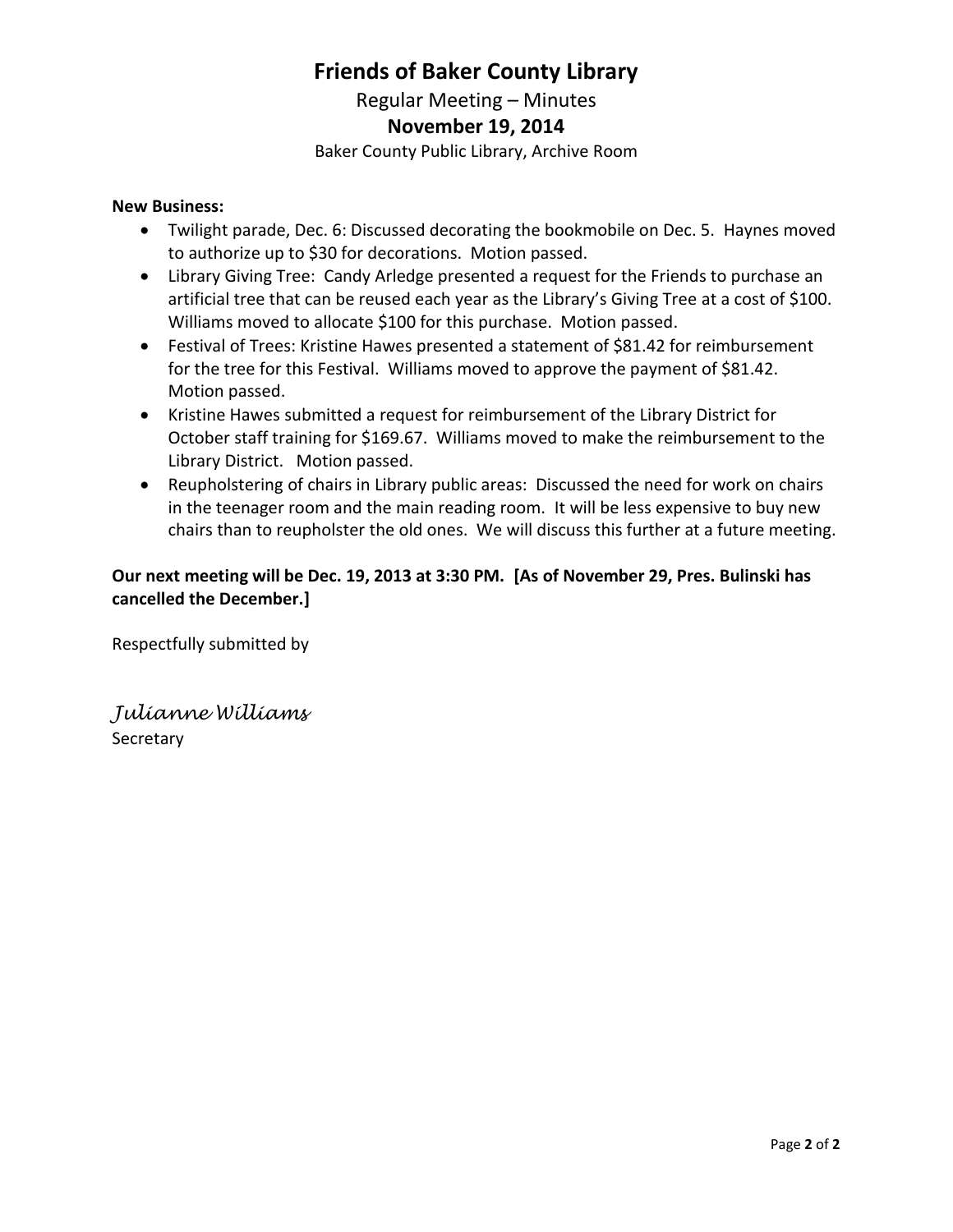# Friends of Baker County Library

Regular Meeting – Minutes

**November 19, 2014**

Baker County Public Library, Archive Room

**New Business:**

- Twilight parade, Dec. 6: Discussed decorating the bookmobile on Dec. 5. Haynes moved to authorize up to $30 for decorations. Motion passed.
- Library Giving Tree: Candy Arledge presented a request for the Friends to purchase an artificial tree that can be reused each year as the Library's Giving Tree at a cost of $100. Williams moved to allocate $100 for this purchase. Motion passed.
- Festival of Trees: Kristine Hawes presented a statement of $81.42 for reimbursement for the tree for this Festival. Williams moved to approve the payment of $81.42. Motion passed.
- Kristine Hawes submitted a request for reimbursement of the Library District for October staff training for $169.67. Williams moved to make the reimbursement to the Library District. Motion passed.
- Reupholstering of chairs in Library public areas: Discussed the need for work on chairs in the teenager room and the main reading room. It will be less expensive to buy new chairs than to reupholster the old ones. We will discuss this further at a future meeting.

**Our next meeting will be Dec. 19, 2013 at 3:30 PM. [As of November 29, Pres. Bulinski has cancelled the December.]**

Respectfully submitted by

*Julianne Williams*

Secretary